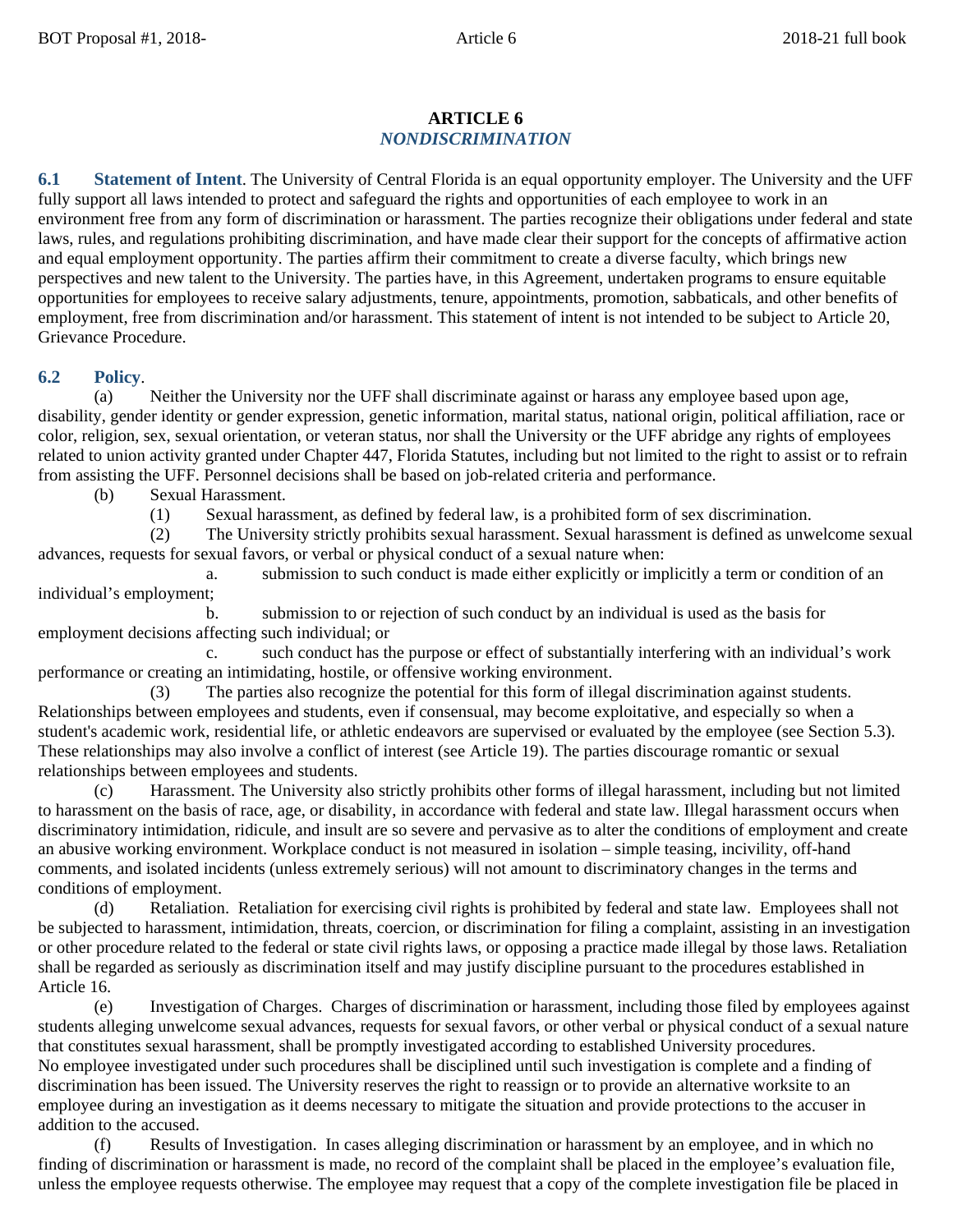# ARTICLE 6

## *NONDISCRIMINATION*

**6.1 Statement of Intent**. The University of Central Florida is an equal opportunity employer. The University and the UFF fully support all laws intended to protect and safeguard the rights and opportunities of each employee to work in an environment free from any form of discrimination or harassment. The parties recognize their obligations under federal and state laws, rules, and regulations prohibiting discrimination, and have made clear their support for the concepts of affirmative action and equal employment opportunity. The parties affirm their commitment to create a diverse faculty, which brings new perspectives and new talent to the University. The parties have, in this Agreement, undertaken programs to ensure equitable opportunities for employees to receive salary adjustments, tenure, appointments, promotion, sabbaticals, and other benefits of employment, free from discrimination and/or harassment. This statement of intent is not intended to be subject to Article 20, Grievance Procedure.

**6.2 Policy**.

(a) Neither the University nor the UFF shall discriminate against or harass any employee based upon age, disability, gender identity or gender expression, genetic information, marital status, national origin, political affiliation, race or color, religion, sex, sexual orientation, or veteran status, nor shall the University or the UFF abridge any rights of employees related to union activity granted under Chapter 447, Florida Statutes, including but not limited to the right to assist or to refrain from assisting the UFF. Personnel decisions shall be based on job-related criteria and performance.

(b) Sexual Harassment.

(1) Sexual harassment, as defined by federal law, is a prohibited form of sex discrimination.

(2) The University strictly prohibits sexual harassment. Sexual harassment is defined as unwelcome sexual advances, requests for sexual favors, or verbal or physical conduct of a sexual nature when:

a. submission to such conduct is made either explicitly or implicitly a term or condition of an individual's employment;

b. submission to or rejection of such conduct by an individual is used as the basis for employment decisions affecting such individual; or

c. such conduct has the purpose or effect of substantially interfering with an individual's work performance or creating an intimidating, hostile, or offensive working environment.

(3) The parties also recognize the potential for this form of illegal discrimination against students. Relationships between employees and students, even if consensual, may become exploitative, and especially so when a student's academic work, residential life, or athletic endeavors are supervised or evaluated by the employee (see Section 5.3). These relationships may also involve a conflict of interest (see Article 19). The parties discourage romantic or sexual relationships between employees and students.

(c) Harassment. The University also strictly prohibits other forms of illegal harassment, including but not limited to harassment on the basis of race, age, or disability, in accordance with federal and state law. Illegal harassment occurs when discriminatory intimidation, ridicule, and insult are so severe and pervasive as to alter the conditions of employment and create an abusive working environment. Workplace conduct is not measured in isolation – simple teasing, incivility, off-hand comments, and isolated incidents (unless extremely serious) will not amount to discriminatory changes in the terms and conditions of employment.

(d) Retaliation. Retaliation for exercising civil rights is prohibited by federal and state law. Employees shall not be subjected to harassment, intimidation, threats, coercion, or discrimination for filing a complaint, assisting in an investigation or other procedure related to the federal or state civil rights laws, or opposing a practice made illegal by those laws. Retaliation shall be regarded as seriously as discrimination itself and may justify discipline pursuant to the procedures established in Article 16.

(e) Investigation of Charges. Charges of discrimination or harassment, including those filed by employees against students alleging unwelcome sexual advances, requests for sexual favors, or other verbal or physical conduct of a sexual nature that constitutes sexual harassment, shall be promptly investigated according to established University procedures. No employee investigated under such procedures shall be disciplined until such investigation is complete and a finding of discrimination has been issued. The University reserves the right to reassign or to provide an alternative worksite to an employee during an investigation as it deems necessary to mitigate the situation and provide protections to the accuser in addition to the accused.

(f) Results of Investigation. In cases alleging discrimination or harassment by an employee, and in which no finding of discrimination or harassment is made, no record of the complaint shall be placed in the employee's evaluation file, unless the employee requests otherwise. The employee may request that a copy of the complete investigation file be placed in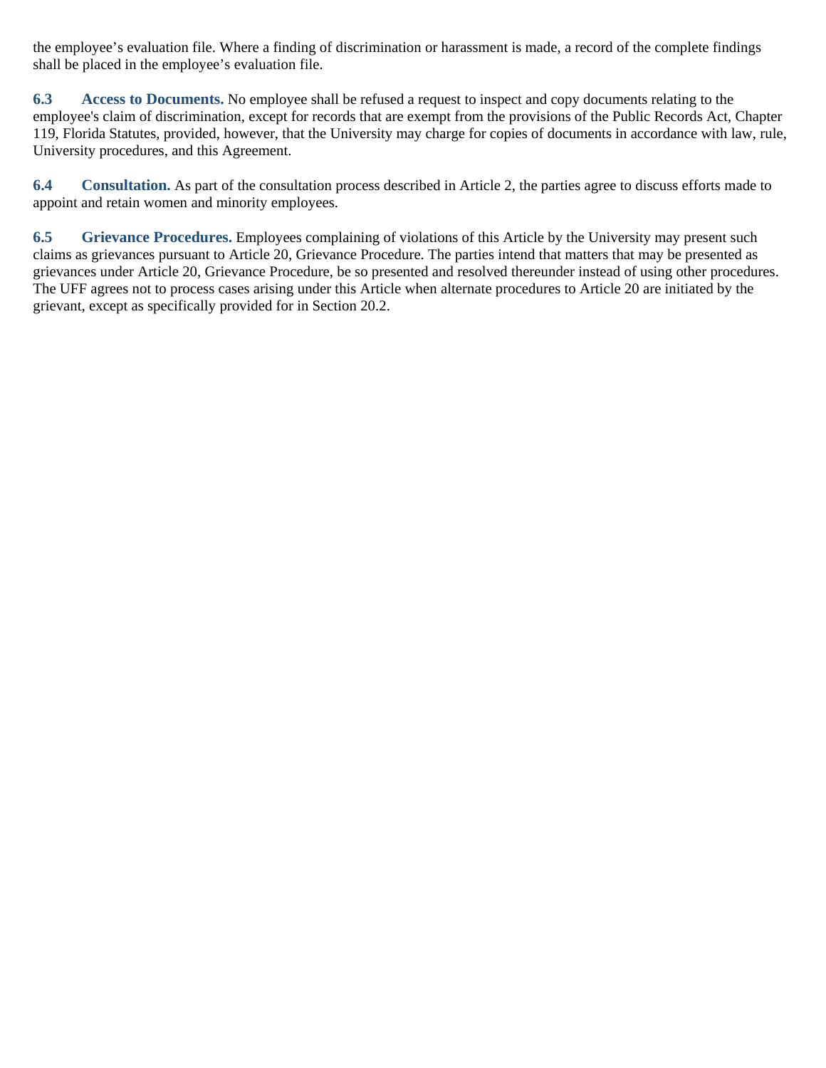the employee's evaluation file. Where a finding of discrimination or harassment is made, a record of the complete findings shall be placed in the employee's evaluation file.

**6.3 Access to Documents.** No employee shall be refused a request to inspect and copy documents relating to the employee's claim of discrimination, except for records that are exempt from the provisions of the Public Records Act, Chapter 119, Florida Statutes, provided, however, that the University may charge for copies of documents in accordance with law, rule, University procedures, and this Agreement.

**6.4 Consultation.** As part of the consultation process described in Article 2, the parties agree to discuss efforts made to appoint and retain women and minority employees.

**6.5 Grievance Procedures.** Employees complaining of violations of this Article by the University may present such claims as grievances pursuant to Article 20, Grievance Procedure. The parties intend that matters that may be presented as grievances under Article 20, Grievance Procedure, be so presented and resolved thereunder instead of using other procedures. The UFF agrees not to process cases arising under this Article when alternate procedures to Article 20 are initiated by the grievant, except as specifically provided for in Section 20.2.